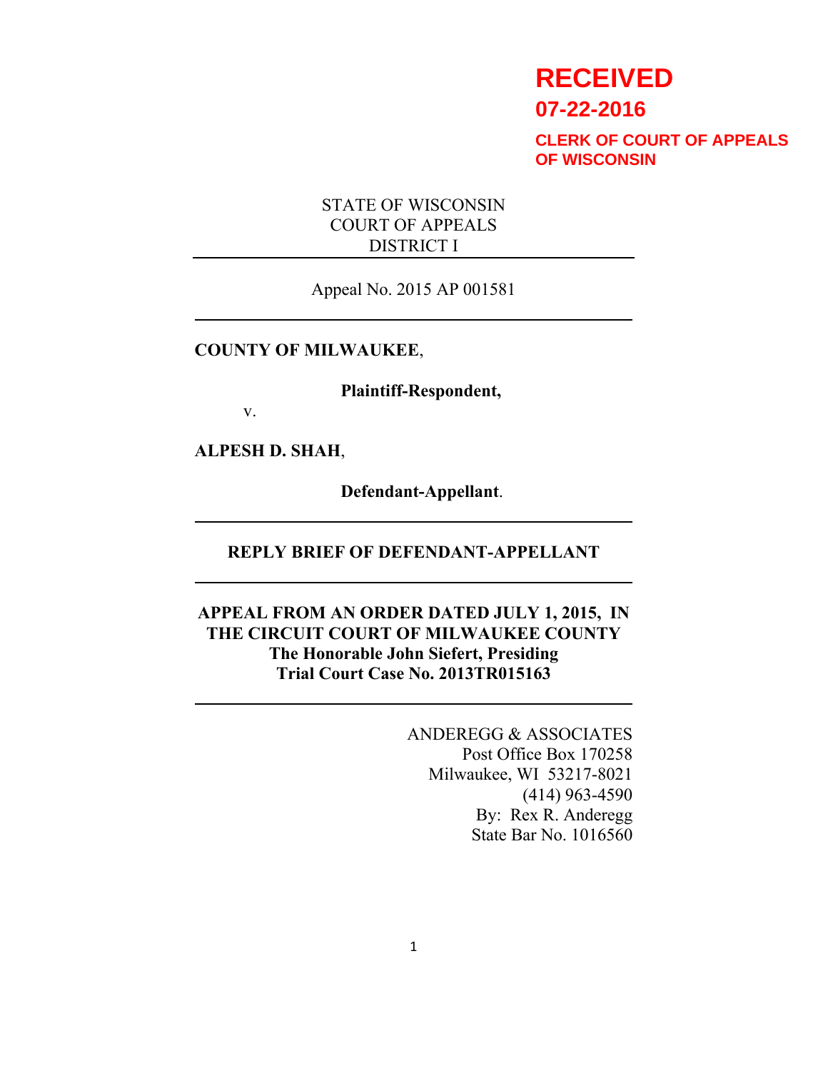**RECEIVED**
**07-22-2016**
**CLERK OF COURT OF APPEALS OF WISCONSIN**

STATE OF WISCONSIN
COURT OF APPEALS
DISTRICT I

---

Appeal No. 2015 AP 001581

---

**COUNTY OF MILWAUKEE**,

**Plaintiff-Respondent,**

v.

**ALPESH D. SHAH**,

**Defendant-Appellant**.

---

**REPLY BRIEF OF DEFENDANT-APPELLANT**

---

**APPEAL FROM AN ORDER DATED JULY 1, 2015, IN THE CIRCUIT COURT OF MILWAUKEE COUNTY**
**The Honorable John Siefert, Presiding**
**Trial Court Case No. 2013TR015163**

---

ANDEREGG & ASSOCIATES
Post Office Box 170258
Milwaukee, WI 53217-8021
(414) 963-4590
By: Rex R. Anderegg
State Bar No. 1016560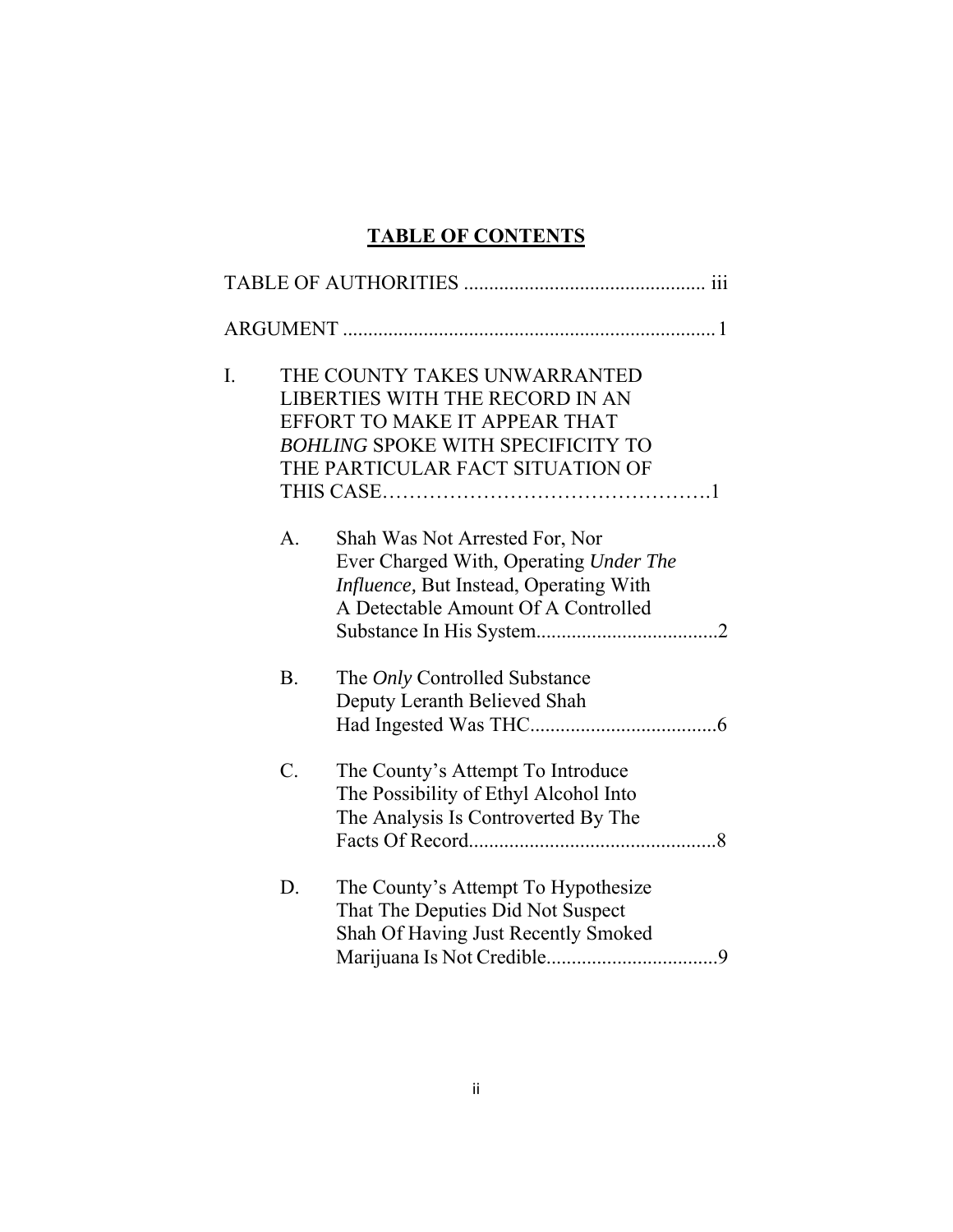## TABLE OF CONTENTS

TABLE OF AUTHORITIES ................................................ iii

ARGUMENT .......................................................................... 1

I. THE COUNTY TAKES UNWARRANTED LIBERTIES WITH THE RECORD IN AN EFFORT TO MAKE IT APPEAR THAT *BOHLING* SPOKE WITH SPECIFICITY TO THE PARTICULAR FACT SITUATION OF THIS CASE………………………………………….1

   A. Shah Was Not Arrested For, Nor Ever Charged With, Operating *Under The Influence,* But Instead, Operating With A Detectable Amount Of A Controlled Substance In His System....................................2

   B. The *Only* Controlled Substance Deputy Leranth Believed Shah Had Ingested Was THC.....................................6

   C. The County's Attempt To Introduce The Possibility of Ethyl Alcohol Into The Analysis Is Controverted By The Facts Of Record.................................................8

   D. The County's Attempt To Hypothesize That The Deputies Did Not Suspect Shah Of Having Just Recently Smoked Marijuana Is Not Credible..................................9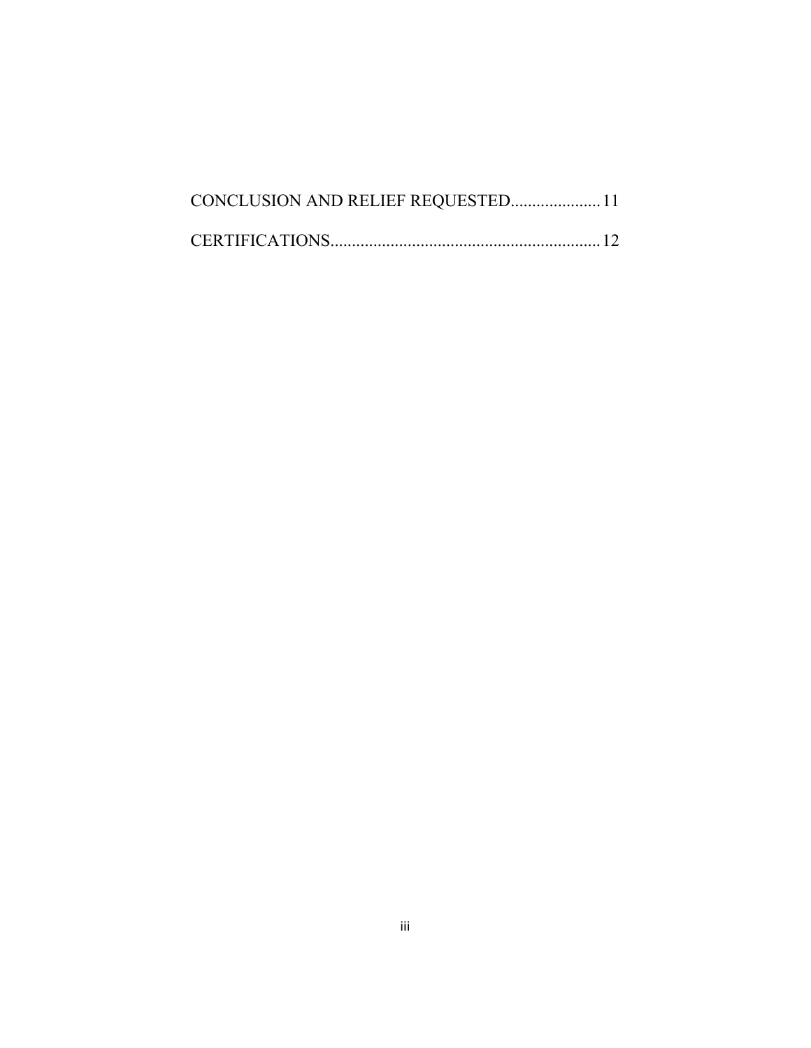CONCLUSION AND RELIEF REQUESTED..................... 11

CERTIFICATIONS................................................................ 12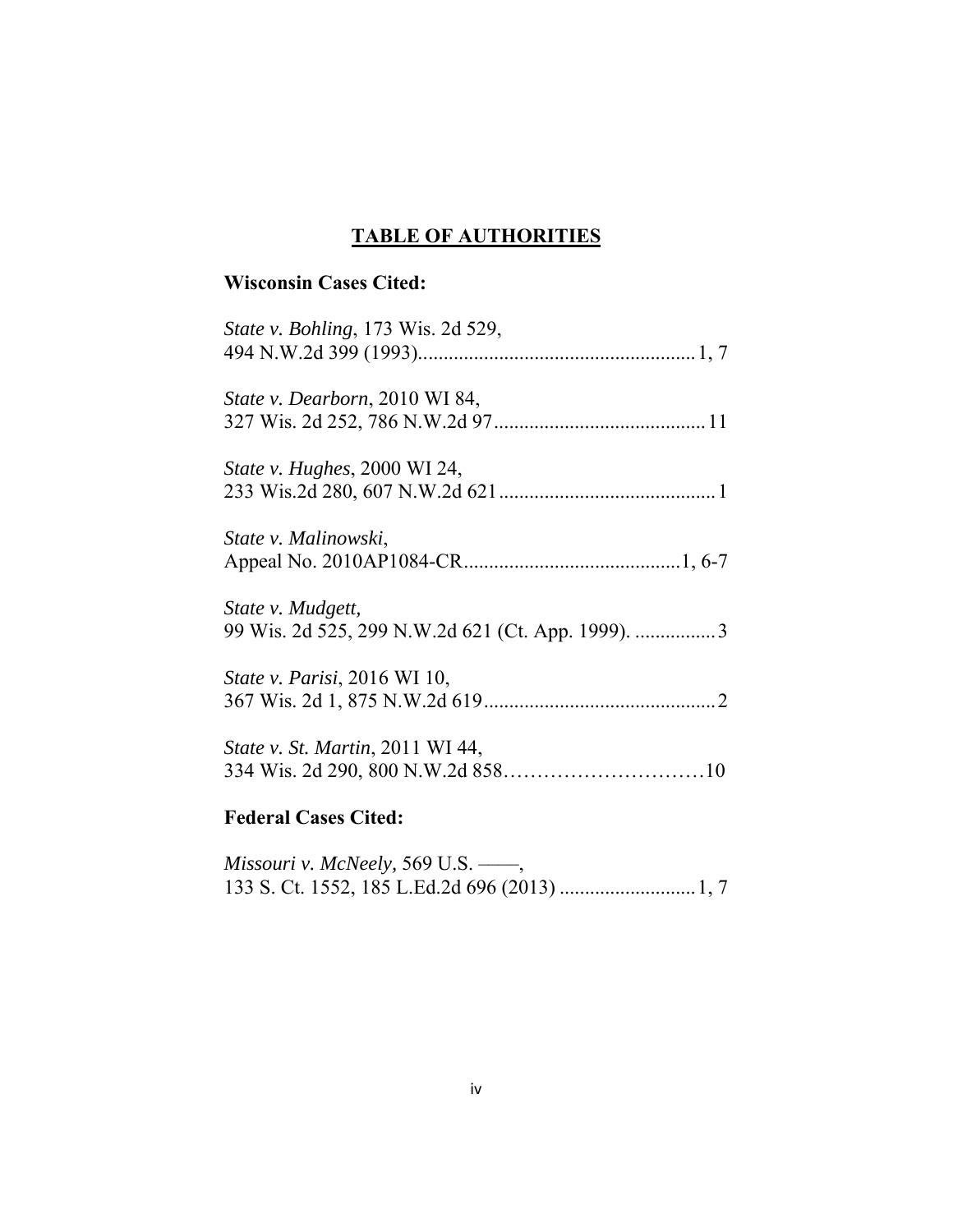# **TABLE OF AUTHORITIES**

## **Wisconsin Cases Cited:**

*State v. Bohling*, 173 Wis. 2d 529,
494 N.W.2d 399 (1993)....................................................... 1, 7

*State v. Dearborn*, 2010 WI 84,
327 Wis. 2d 252, 786 N.W.2d 97.......................................... 11

*State v. Hughes*, 2000 WI 24,
233 Wis.2d 280, 607 N.W.2d 621........................................... 1

*State v. Malinowski*,
Appeal No. 2010AP1084-CR...........................................1, 6-7

*State v. Mudgett,*
99 Wis. 2d 525, 299 N.W.2d 621 (Ct. App. 1999). ................ 3

*State v. Parisi*, 2016 WI 10,
367 Wis. 2d 1, 875 N.W.2d 619.............................................. 2

*State v. St. Martin*, 2011 WI 44,
334 Wis. 2d 290, 800 N.W.2d 858…………………………10

## **Federal Cases Cited:**

*Missouri v. McNeely,* 569 U.S. ——,
133 S. Ct. 1552, 185 L.Ed.2d 696 (2013) ........................... 1, 7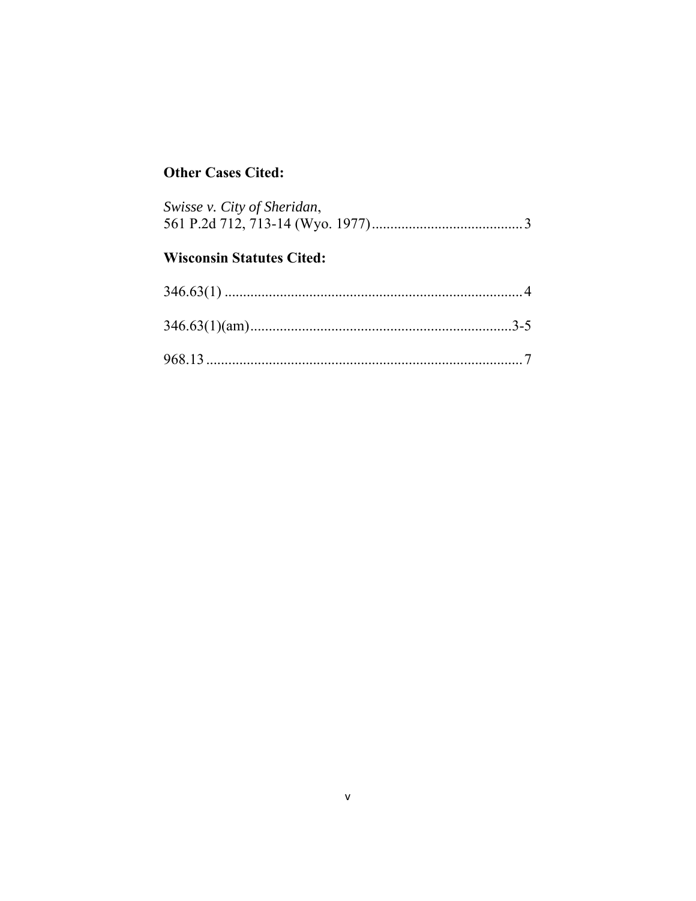**Other Cases Cited:**

*Swisse v. City of Sheridan*,
561 P.2d 712, 713-14 (Wyo. 1977) .......................................... 3

**Wisconsin Statutes Cited:**

346.63(1) ................................................................................ 4

346.63(1)(am) ....................................................................... 3-5

968.13 .................................................................................... 7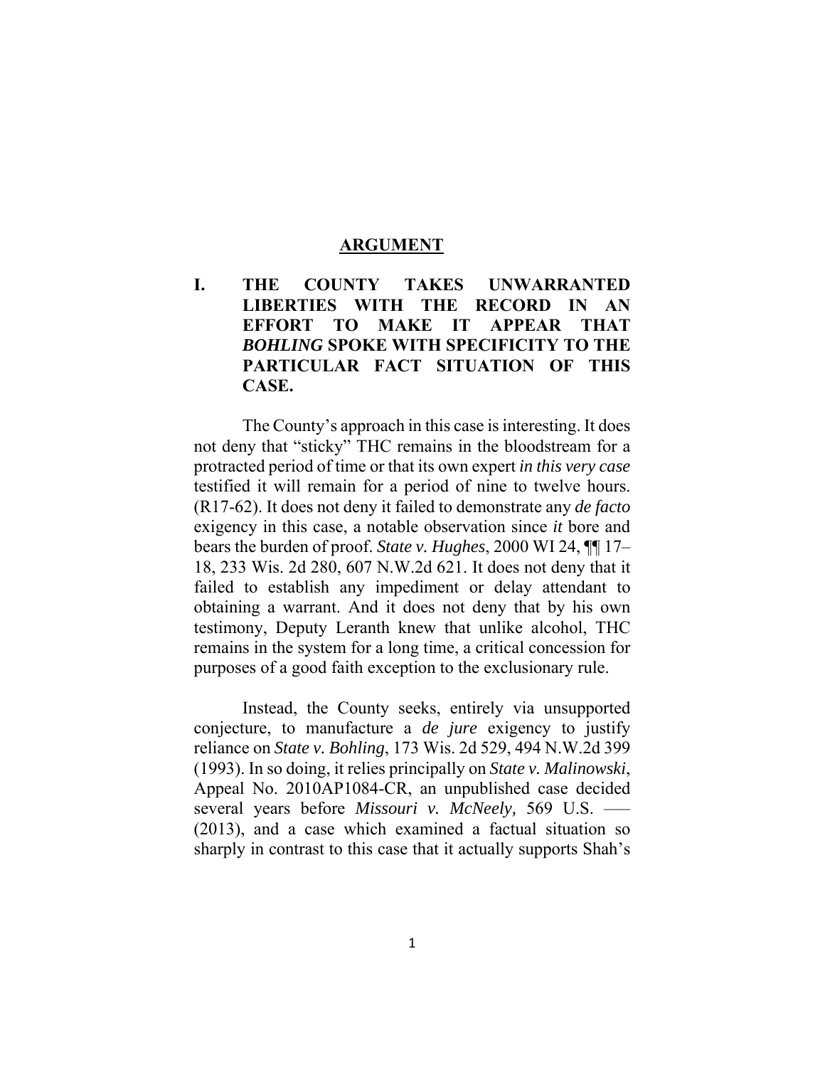# ARGUMENT

## I. THE COUNTY TAKES UNWARRANTED LIBERTIES WITH THE RECORD IN AN EFFORT TO MAKE IT APPEAR THAT *BOHLING* SPOKE WITH SPECIFICITY TO THE PARTICULAR FACT SITUATION OF THIS CASE.

The County's approach in this case is interesting. It does not deny that "sticky" THC remains in the bloodstream for a protracted period of time or that its own expert *in this very case* testified it will remain for a period of nine to twelve hours. (R17-62). It does not deny it failed to demonstrate any *de facto* exigency in this case, a notable observation since *it* bore and bears the burden of proof. *State v. Hughes*, 2000 WI 24, ¶¶ 17–18, 233 Wis. 2d 280, 607 N.W.2d 621. It does not deny that it failed to establish any impediment or delay attendant to obtaining a warrant. And it does not deny that by his own testimony, Deputy Leranth knew that unlike alcohol, THC remains in the system for a long time, a critical concession for purposes of a good faith exception to the exclusionary rule.

Instead, the County seeks, entirely via unsupported conjecture, to manufacture a *de jure* exigency to justify reliance on *State v. Bohling*, 173 Wis. 2d 529, 494 N.W.2d 399 (1993). In so doing, it relies principally on *State v. Malinowski*, Appeal No. 2010AP1084-CR, an unpublished case decided several years before *Missouri v. McNeely,* 569 U.S. ––– (2013), and a case which examined a factual situation so sharply in contrast to this case that it actually supports Shah's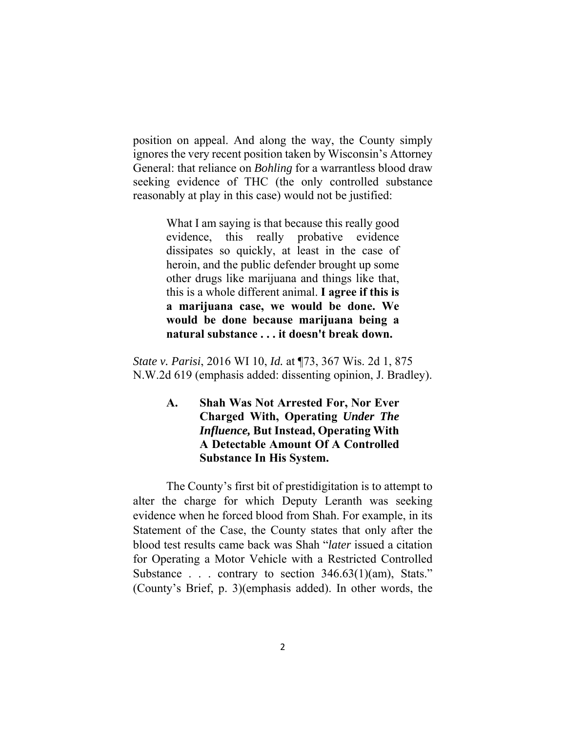position on appeal. And along the way, the County simply ignores the very recent position taken by Wisconsin's Attorney General: that reliance on *Bohling* for a warrantless blood draw seeking evidence of THC (the only controlled substance reasonably at play in this case) would not be justified:

> What I am saying is that because this really good evidence, this really probative evidence dissipates so quickly, at least in the case of heroin, and the public defender brought up some other drugs like marijuana and things like that, this is a whole different animal. **I agree if this is a marijuana case, we would be done. We would be done because marijuana being a natural substance . . . it doesn't break down.**

*State v. Parisi*, 2016 WI 10, *Id.* at ¶73, 367 Wis. 2d 1, 875 N.W.2d 619 (emphasis added: dissenting opinion, J. Bradley).

### A. Shah Was Not Arrested For, Nor Ever Charged With, Operating *Under The Influence,* But Instead, Operating With A Detectable Amount Of A Controlled Substance In His System.

The County's first bit of prestidigitation is to attempt to alter the charge for which Deputy Leranth was seeking evidence when he forced blood from Shah. For example, in its Statement of the Case, the County states that only after the blood test results came back was Shah "*later* issued a citation for Operating a Motor Vehicle with a Restricted Controlled Substance . . . contrary to section 346.63(1)(am), Stats." (County's Brief, p. 3)(emphasis added). In other words, the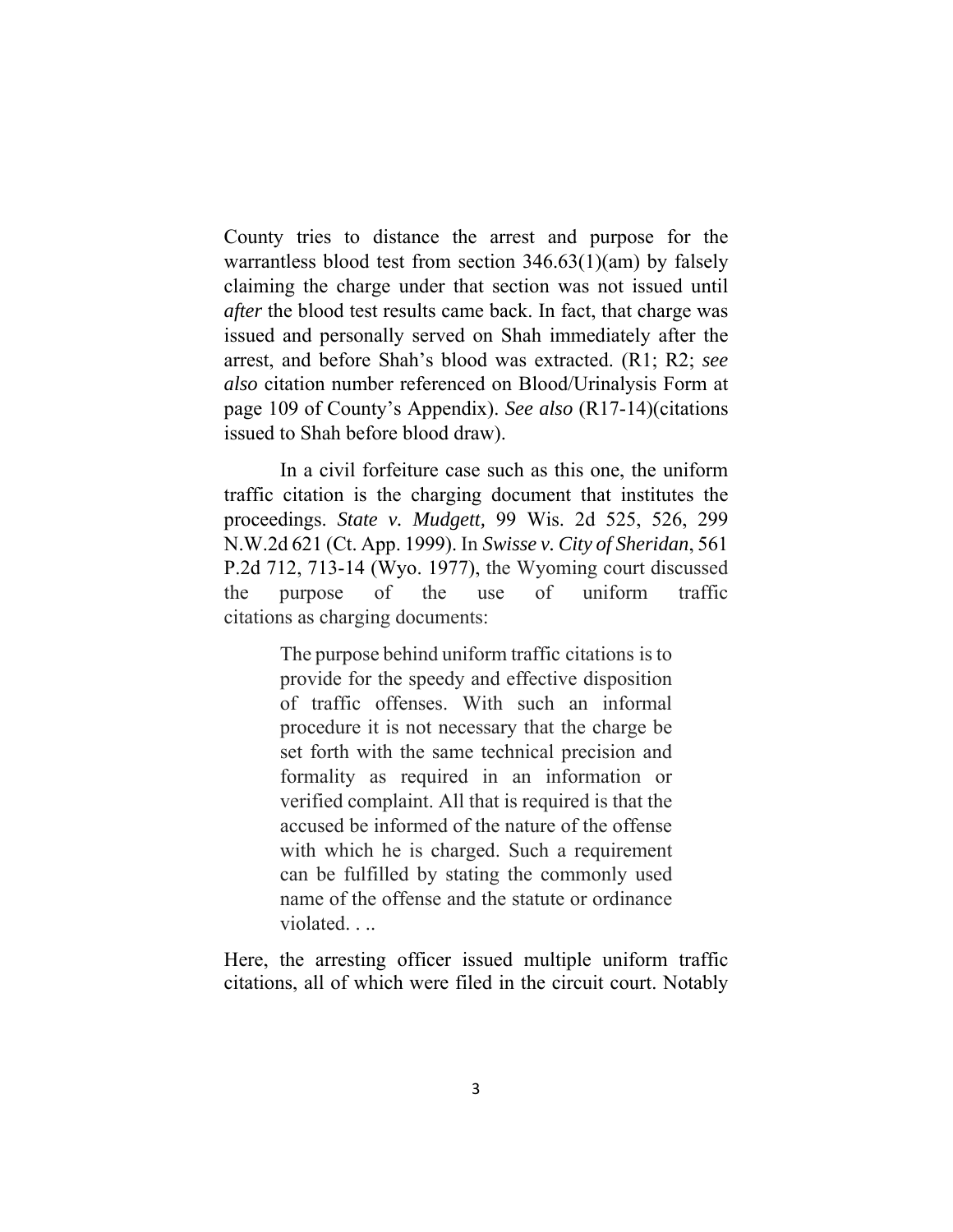County tries to distance the arrest and purpose for the warrantless blood test from section 346.63(1)(am) by falsely claiming the charge under that section was not issued until *after* the blood test results came back. In fact, that charge was issued and personally served on Shah immediately after the arrest, and before Shah's blood was extracted. (R1; R2; *see also* citation number referenced on Blood/Urinalysis Form at page 109 of County's Appendix). *See also* (R17-14)(citations issued to Shah before blood draw).

In a civil forfeiture case such as this one, the uniform traffic citation is the charging document that institutes the proceedings. *State v. Mudgett,* 99 Wis. 2d 525, 526, 299 N.W.2d 621 (Ct. App. 1999). In *Swisse v. City of Sheridan*, 561 P.2d 712, 713-14 (Wyo. 1977), the Wyoming court discussed the purpose of the use of uniform traffic citations as charging documents:

> The purpose behind uniform traffic citations is to provide for the speedy and effective disposition of traffic offenses. With such an informal procedure it is not necessary that the charge be set forth with the same technical precision and formality as required in an information or verified complaint. All that is required is that the accused be informed of the nature of the offense with which he is charged. Such a requirement can be fulfilled by stating the commonly used name of the offense and the statute or ordinance violated. . ..

Here, the arresting officer issued multiple uniform traffic citations, all of which were filed in the circuit court. Notably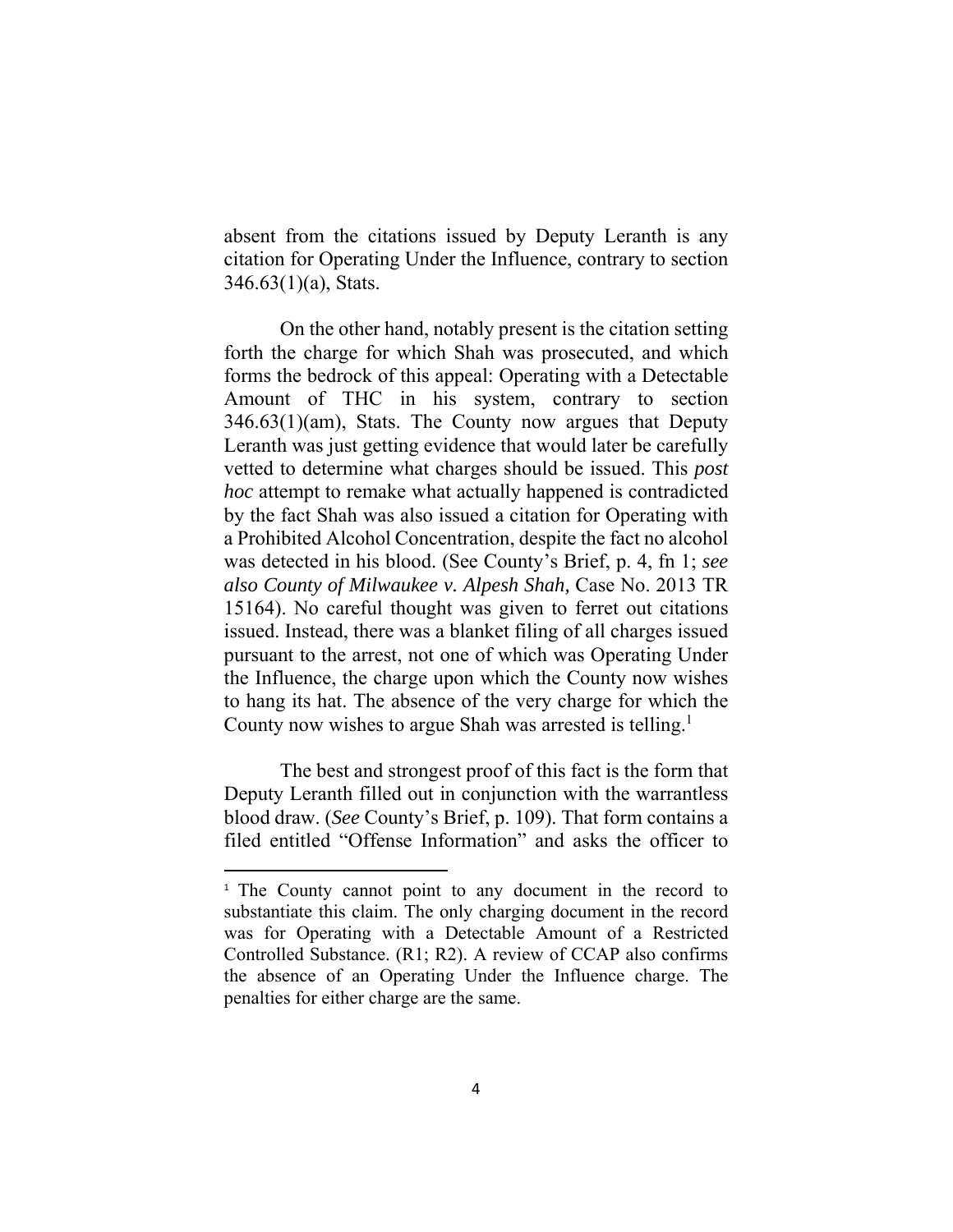absent from the citations issued by Deputy Leranth is any citation for Operating Under the Influence, contrary to section 346.63(1)(a), Stats.

On the other hand, notably present is the citation setting forth the charge for which Shah was prosecuted, and which forms the bedrock of this appeal: Operating with a Detectable Amount of THC in his system, contrary to section 346.63(1)(am), Stats. The County now argues that Deputy Leranth was just getting evidence that would later be carefully vetted to determine what charges should be issued. This *post hoc* attempt to remake what actually happened is contradicted by the fact Shah was also issued a citation for Operating with a Prohibited Alcohol Concentration, despite the fact no alcohol was detected in his blood. (See County's Brief, p. 4, fn 1; *see also County of Milwaukee v. Alpesh Shah,* Case No. 2013 TR 15164). No careful thought was given to ferret out citations issued. Instead, there was a blanket filing of all charges issued pursuant to the arrest, not one of which was Operating Under the Influence, the charge upon which the County now wishes to hang its hat. The absence of the very charge for which the County now wishes to argue Shah was arrested is telling.[1]

The best and strongest proof of this fact is the form that Deputy Leranth filled out in conjunction with the warrantless blood draw. (*See* County's Brief, p. 109). That form contains a filed entitled "Offense Information" and asks the officer to

---

[1] The County cannot point to any document in the record to substantiate this claim. The only charging document in the record was for Operating with a Detectable Amount of a Restricted Controlled Substance. (R1; R2). A review of CCAP also confirms the absence of an Operating Under the Influence charge. The penalties for either charge are the same.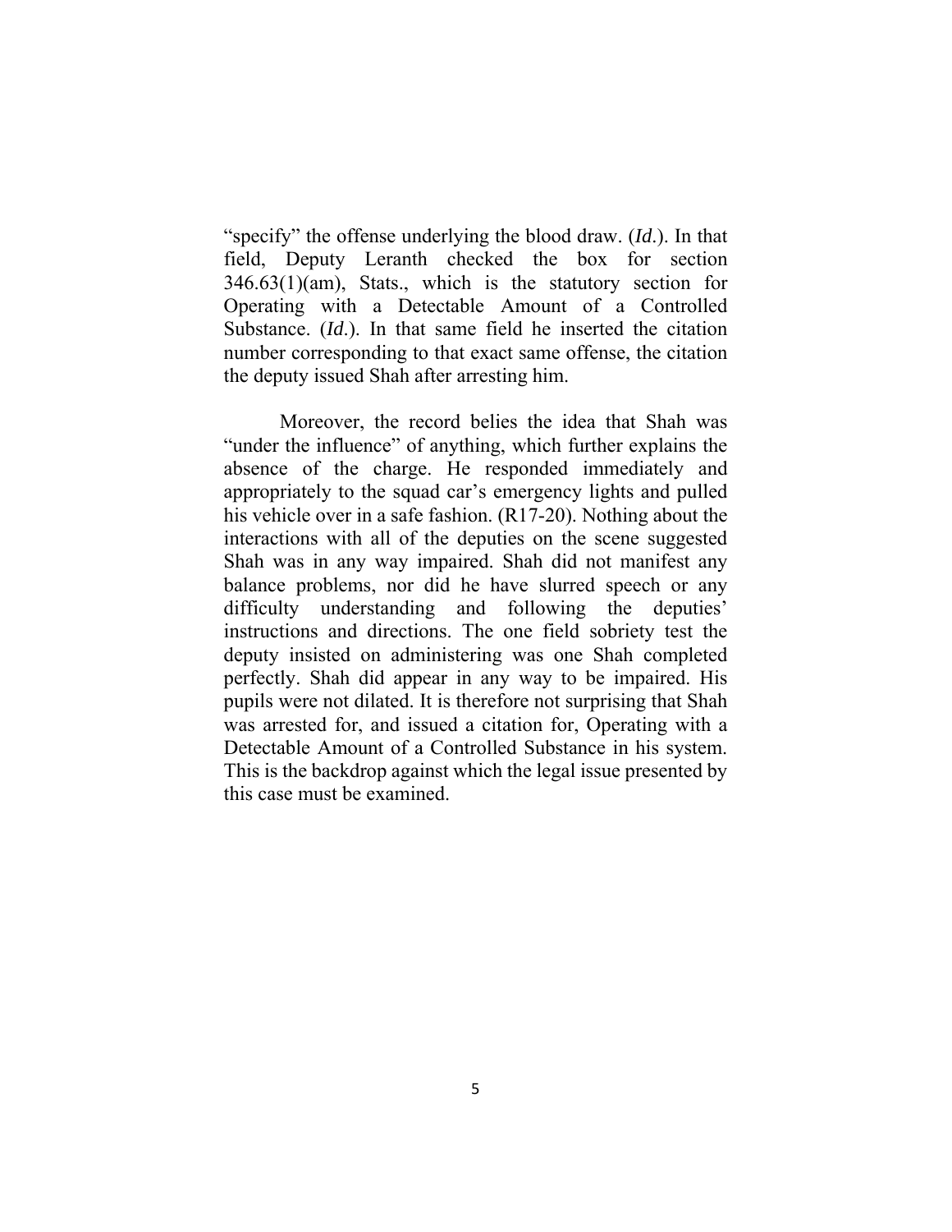"specify" the offense underlying the blood draw. (*Id.*). In that field, Deputy Leranth checked the box for section 346.63(1)(am), Stats., which is the statutory section for Operating with a Detectable Amount of a Controlled Substance. (*Id.*). In that same field he inserted the citation number corresponding to that exact same offense, the citation the deputy issued Shah after arresting him.

Moreover, the record belies the idea that Shah was "under the influence" of anything, which further explains the absence of the charge. He responded immediately and appropriately to the squad car's emergency lights and pulled his vehicle over in a safe fashion. (R17-20). Nothing about the interactions with all of the deputies on the scene suggested Shah was in any way impaired. Shah did not manifest any balance problems, nor did he have slurred speech or any difficulty understanding and following the deputies' instructions and directions. The one field sobriety test the deputy insisted on administering was one Shah completed perfectly. Shah did appear in any way to be impaired. His pupils were not dilated. It is therefore not surprising that Shah was arrested for, and issued a citation for, Operating with a Detectable Amount of a Controlled Substance in his system. This is the backdrop against which the legal issue presented by this case must be examined.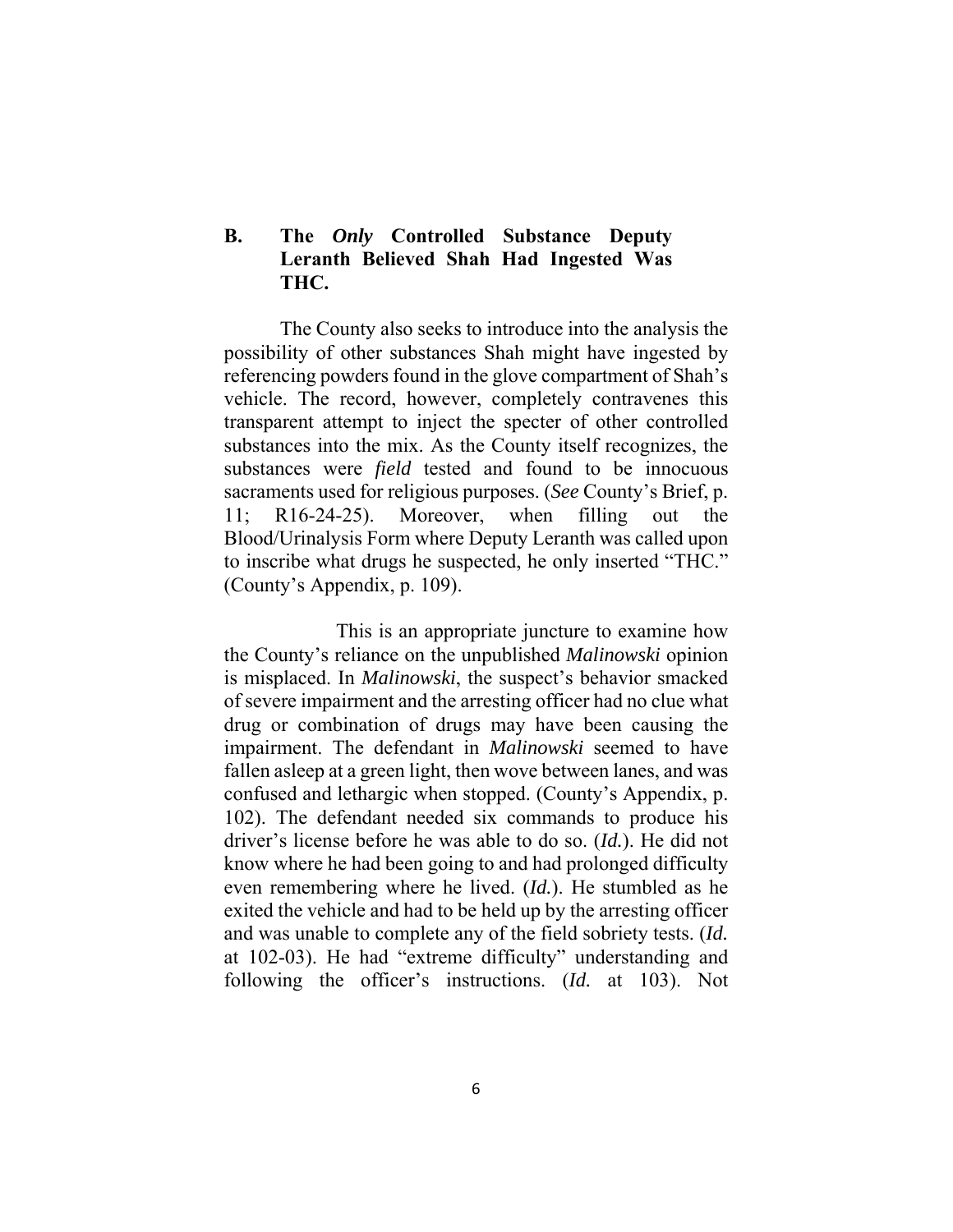### B. The *Only* Controlled Substance Deputy Leranth Believed Shah Had Ingested Was THC.

The County also seeks to introduce into the analysis the possibility of other substances Shah might have ingested by referencing powders found in the glove compartment of Shah's vehicle. The record, however, completely contravenes this transparent attempt to inject the specter of other controlled substances into the mix. As the County itself recognizes, the substances were *field* tested and found to be innocuous sacraments used for religious purposes. (*See* County's Brief, p. 11; R16-24-25). Moreover, when filling out the Blood/Urinalysis Form where Deputy Leranth was called upon to inscribe what drugs he suspected, he only inserted "THC." (County's Appendix, p. 109).

This is an appropriate juncture to examine how the County's reliance on the unpublished *Malinowski* opinion is misplaced. In *Malinowski*, the suspect's behavior smacked of severe impairment and the arresting officer had no clue what drug or combination of drugs may have been causing the impairment. The defendant in *Malinowski* seemed to have fallen asleep at a green light, then wove between lanes, and was confused and lethargic when stopped. (County's Appendix, p. 102). The defendant needed six commands to produce his driver's license before he was able to do so. (*Id.*). He did not know where he had been going to and had prolonged difficulty even remembering where he lived. (*Id.*). He stumbled as he exited the vehicle and had to be held up by the arresting officer and was unable to complete any of the field sobriety tests. (*Id.* at 102-03). He had "extreme difficulty" understanding and following the officer's instructions. (*Id.* at 103). Not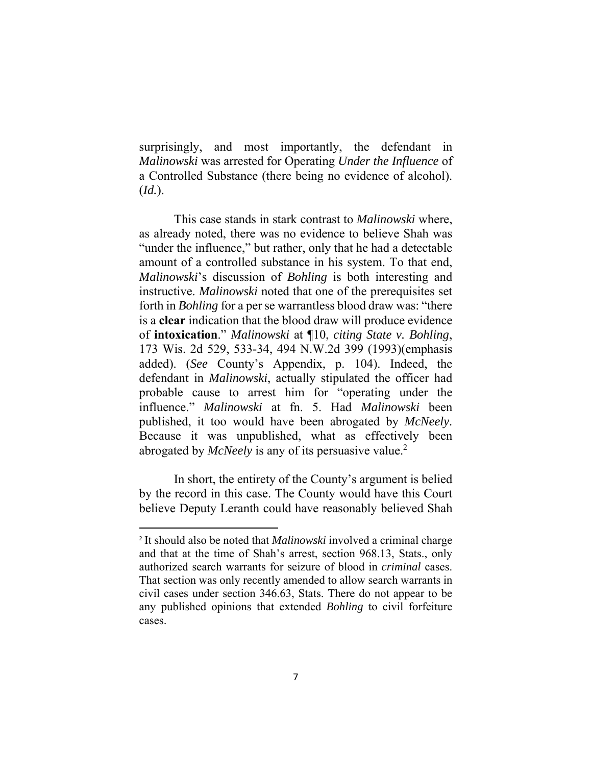surprisingly, and most importantly, the defendant in *Malinowski* was arrested for Operating *Under the Influence* of a Controlled Substance (there being no evidence of alcohol). (*Id.*).

This case stands in stark contrast to *Malinowski* where, as already noted, there was no evidence to believe Shah was "under the influence," but rather, only that he had a detectable amount of a controlled substance in his system. To that end, *Malinowski*'s discussion of *Bohling* is both interesting and instructive. *Malinowski* noted that one of the prerequisites set forth in *Bohling* for a per se warrantless blood draw was: "there is a **clear** indication that the blood draw will produce evidence of **intoxication**." *Malinowski* at ¶10, *citing State v. Bohling*, 173 Wis. 2d 529, 533-34, 494 N.W.2d 399 (1993)(emphasis added). (*See* County's Appendix, p. 104). Indeed, the defendant in *Malinowski*, actually stipulated the officer had probable cause to arrest him for "operating under the influence." *Malinowski* at fn. 5. Had *Malinowski* been published, it too would have been abrogated by *McNeely*. Because it was unpublished, what as effectively been abrogated by *McNeely* is any of its persuasive value.[2]

In short, the entirety of the County's argument is belied by the record in this case. The County would have this Court believe Deputy Leranth could have reasonably believed Shah

---

[2] It should also be noted that *Malinowski* involved a criminal charge and that at the time of Shah's arrest, section 968.13, Stats., only authorized search warrants for seizure of blood in *criminal* cases. That section was only recently amended to allow search warrants in civil cases under section 346.63, Stats. There do not appear to be any published opinions that extended *Bohling* to civil forfeiture cases.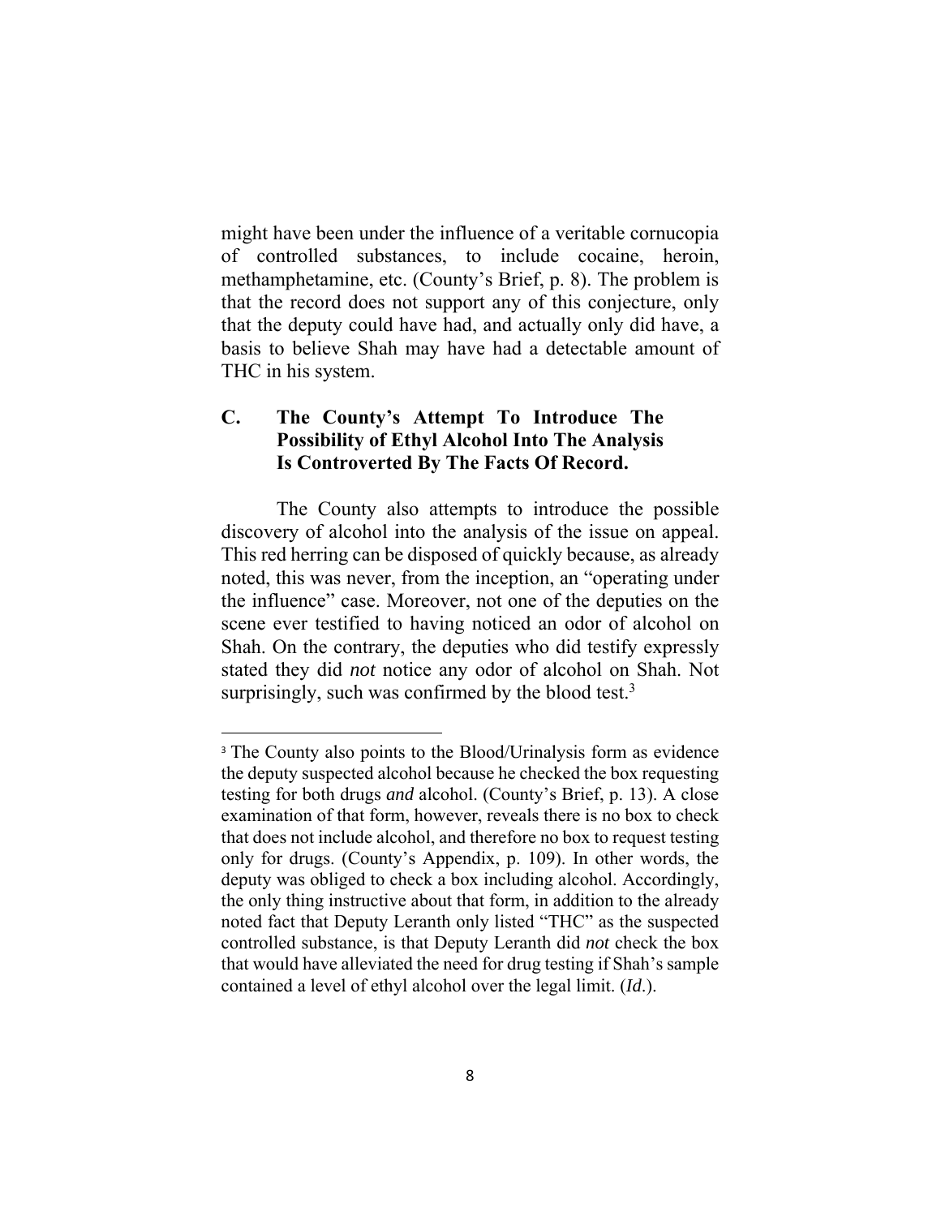might have been under the influence of a veritable cornucopia of controlled substances, to include cocaine, heroin, methamphetamine, etc. (County's Brief, p. 8). The problem is that the record does not support any of this conjecture, only that the deputy could have had, and actually only did have, a basis to believe Shah may have had a detectable amount of THC in his system.

### C. The County's Attempt To Introduce The Possibility of Ethyl Alcohol Into The Analysis Is Controverted By The Facts Of Record.

The County also attempts to introduce the possible discovery of alcohol into the analysis of the issue on appeal. This red herring can be disposed of quickly because, as already noted, this was never, from the inception, an "operating under the influence" case. Moreover, not one of the deputies on the scene ever testified to having noticed an odor of alcohol on Shah. On the contrary, the deputies who did testify expressly stated they did *not* notice any odor of alcohol on Shah. Not surprisingly, such was confirmed by the blood test.[3]

---

[3] The County also points to the Blood/Urinalysis form as evidence the deputy suspected alcohol because he checked the box requesting testing for both drugs *and* alcohol. (County's Brief, p. 13). A close examination of that form, however, reveals there is no box to check that does not include alcohol, and therefore no box to request testing only for drugs. (County's Appendix, p. 109). In other words, the deputy was obliged to check a box including alcohol. Accordingly, the only thing instructive about that form, in addition to the already noted fact that Deputy Leranth only listed "THC" as the suspected controlled substance, is that Deputy Leranth did *not* check the box that would have alleviated the need for drug testing if Shah's sample contained a level of ethyl alcohol over the legal limit. (*Id*.).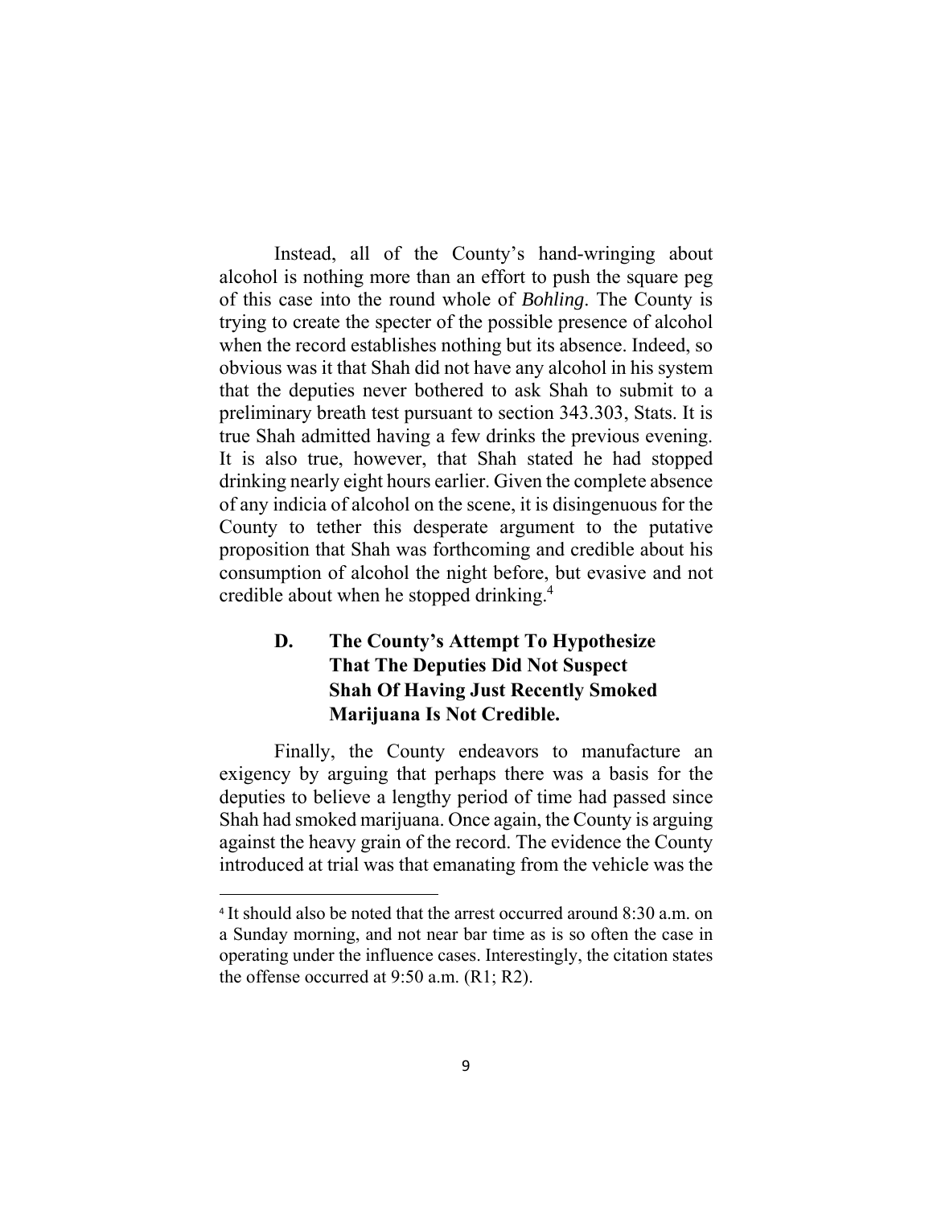Instead, all of the County's hand-wringing about alcohol is nothing more than an effort to push the square peg of this case into the round whole of *Bohling*. The County is trying to create the specter of the possible presence of alcohol when the record establishes nothing but its absence. Indeed, so obvious was it that Shah did not have any alcohol in his system that the deputies never bothered to ask Shah to submit to a preliminary breath test pursuant to section 343.303, Stats. It is true Shah admitted having a few drinks the previous evening. It is also true, however, that Shah stated he had stopped drinking nearly eight hours earlier. Given the complete absence of any indicia of alcohol on the scene, it is disingenuous for the County to tether this desperate argument to the putative proposition that Shah was forthcoming and credible about his consumption of alcohol the night before, but evasive and not credible about when he stopped drinking.[4]

### D. The County's Attempt To Hypothesize That The Deputies Did Not Suspect Shah Of Having Just Recently Smoked Marijuana Is Not Credible.

Finally, the County endeavors to manufacture an exigency by arguing that perhaps there was a basis for the deputies to believe a lengthy period of time had passed since Shah had smoked marijuana. Once again, the County is arguing against the heavy grain of the record. The evidence the County introduced at trial was that emanating from the vehicle was the

---

[4] It should also be noted that the arrest occurred around 8:30 a.m. on a Sunday morning, and not near bar time as is so often the case in operating under the influence cases. Interestingly, the citation states the offense occurred at 9:50 a.m. (R1; R2).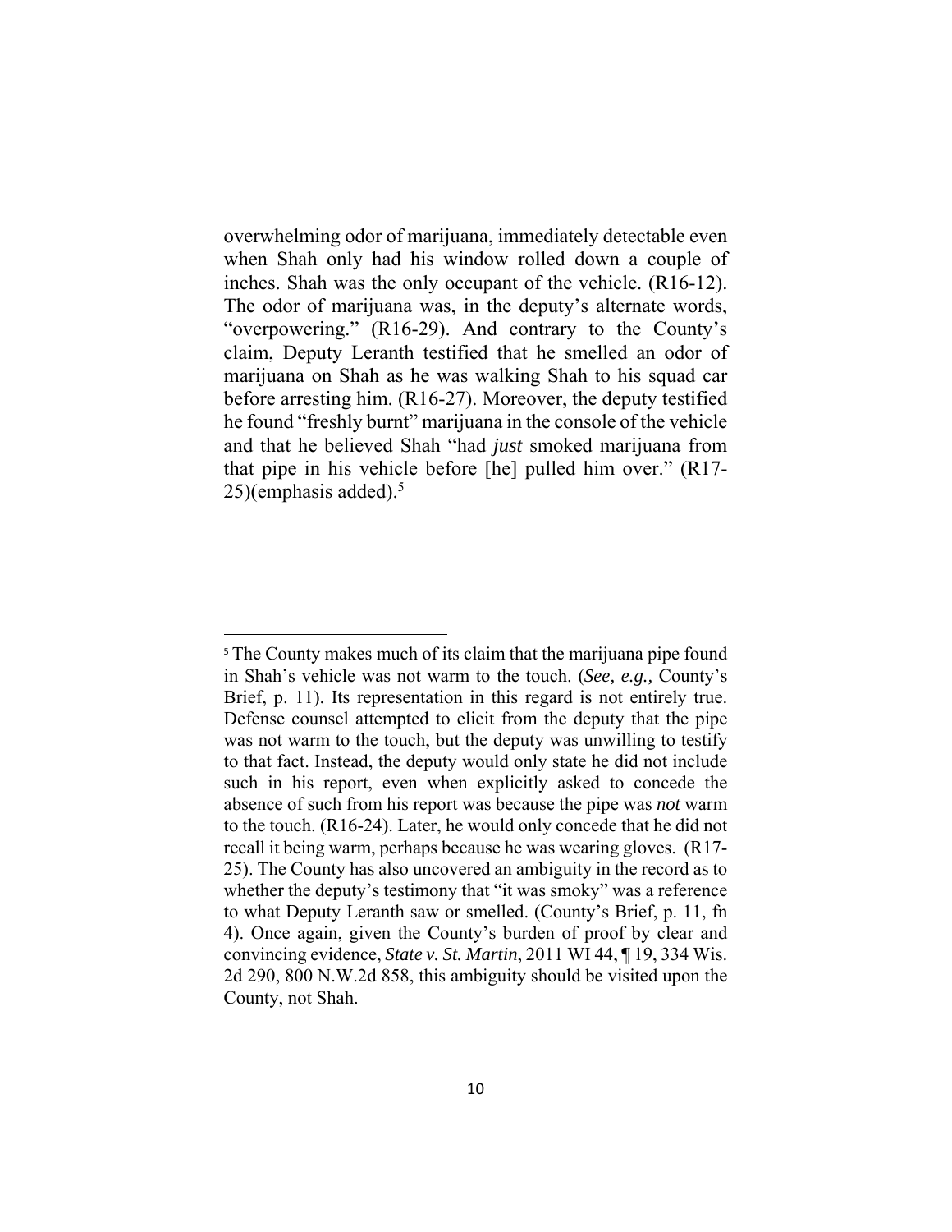overwhelming odor of marijuana, immediately detectable even when Shah only had his window rolled down a couple of inches. Shah was the only occupant of the vehicle. (R16-12). The odor of marijuana was, in the deputy's alternate words, "overpowering." (R16-29). And contrary to the County's claim, Deputy Leranth testified that he smelled an odor of marijuana on Shah as he was walking Shah to his squad car before arresting him. (R16-27). Moreover, the deputy testified he found "freshly burnt" marijuana in the console of the vehicle and that he believed Shah "had *just* smoked marijuana from that pipe in his vehicle before [he] pulled him over." (R17-25)(emphasis added).[5]

---

[5] The County makes much of its claim that the marijuana pipe found in Shah's vehicle was not warm to the touch. (*See, e.g.,* County's Brief, p. 11). Its representation in this regard is not entirely true. Defense counsel attempted to elicit from the deputy that the pipe was not warm to the touch, but the deputy was unwilling to testify to that fact. Instead, the deputy would only state he did not include such in his report, even when explicitly asked to concede the absence of such from his report was because the pipe was *not* warm to the touch. (R16-24). Later, he would only concede that he did not recall it being warm, perhaps because he was wearing gloves. (R17-25). The County has also uncovered an ambiguity in the record as to whether the deputy's testimony that "it was smoky" was a reference to what Deputy Leranth saw or smelled. (County's Brief, p. 11, fn 4). Once again, given the County's burden of proof by clear and convincing evidence, *State v. St. Martin*, 2011 WI 44, ¶ 19, 334 Wis. 2d 290, 800 N.W.2d 858, this ambiguity should be visited upon the County, not Shah.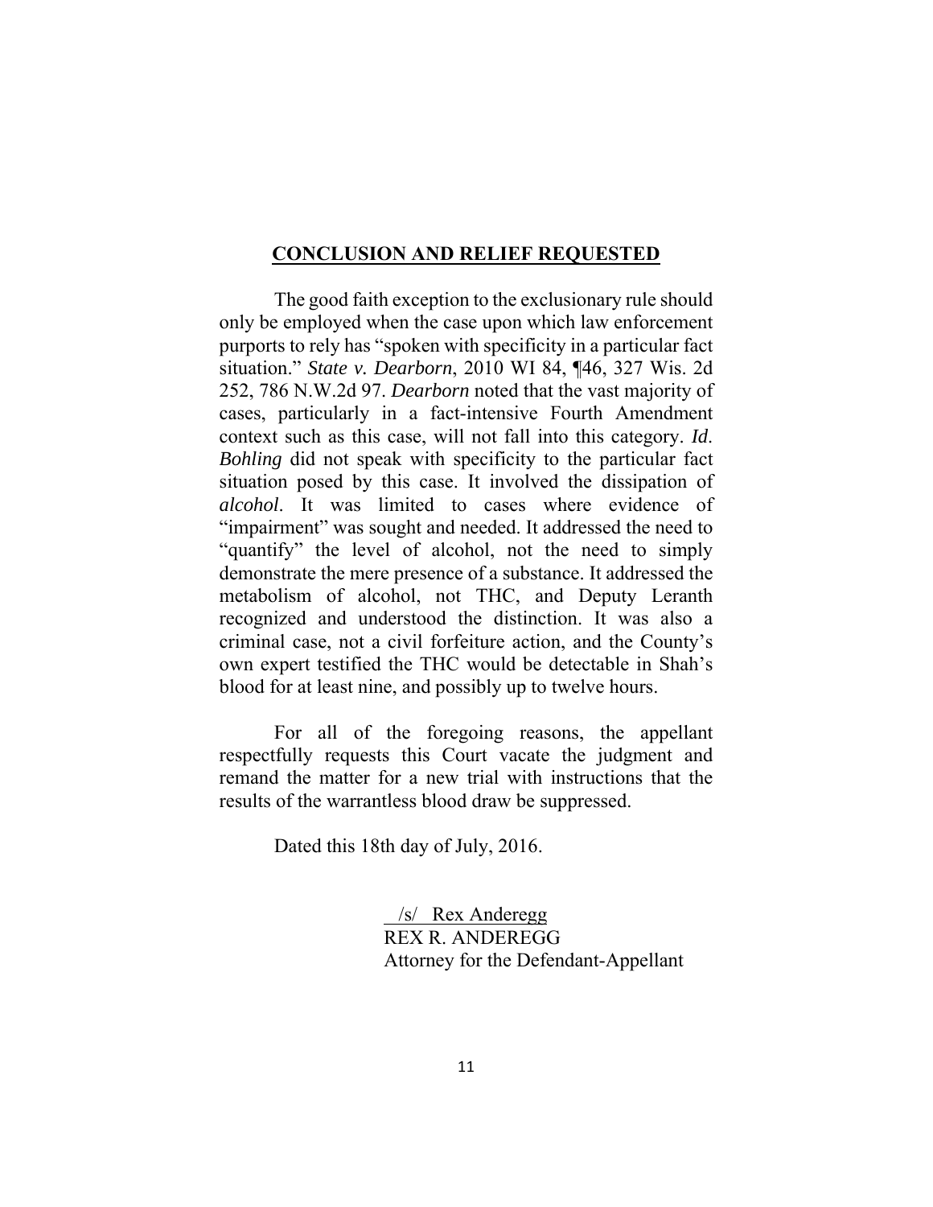## CONCLUSION AND RELIEF REQUESTED

The good faith exception to the exclusionary rule should only be employed when the case upon which law enforcement purports to rely has "spoken with specificity in a particular fact situation." *State v. Dearborn*, 2010 WI 84, ¶46, 327 Wis. 2d 252, 786 N.W.2d 97. *Dearborn* noted that the vast majority of cases, particularly in a fact-intensive Fourth Amendment context such as this case, will not fall into this category. *Id*. *Bohling* did not speak with specificity to the particular fact situation posed by this case. It involved the dissipation of *alcohol*. It was limited to cases where evidence of "impairment" was sought and needed. It addressed the need to "quantify" the level of alcohol, not the need to simply demonstrate the mere presence of a substance. It addressed the metabolism of alcohol, not THC, and Deputy Leranth recognized and understood the distinction. It was also a criminal case, not a civil forfeiture action, and the County's own expert testified the THC would be detectable in Shah's blood for at least nine, and possibly up to twelve hours.

For all of the foregoing reasons, the appellant respectfully requests this Court vacate the judgment and remand the matter for a new trial with instructions that the results of the warrantless blood draw be suppressed.

Dated this 18th day of July, 2016.

/s/ Rex Anderegg
REX R. ANDEREGG
Attorney for the Defendant-Appellant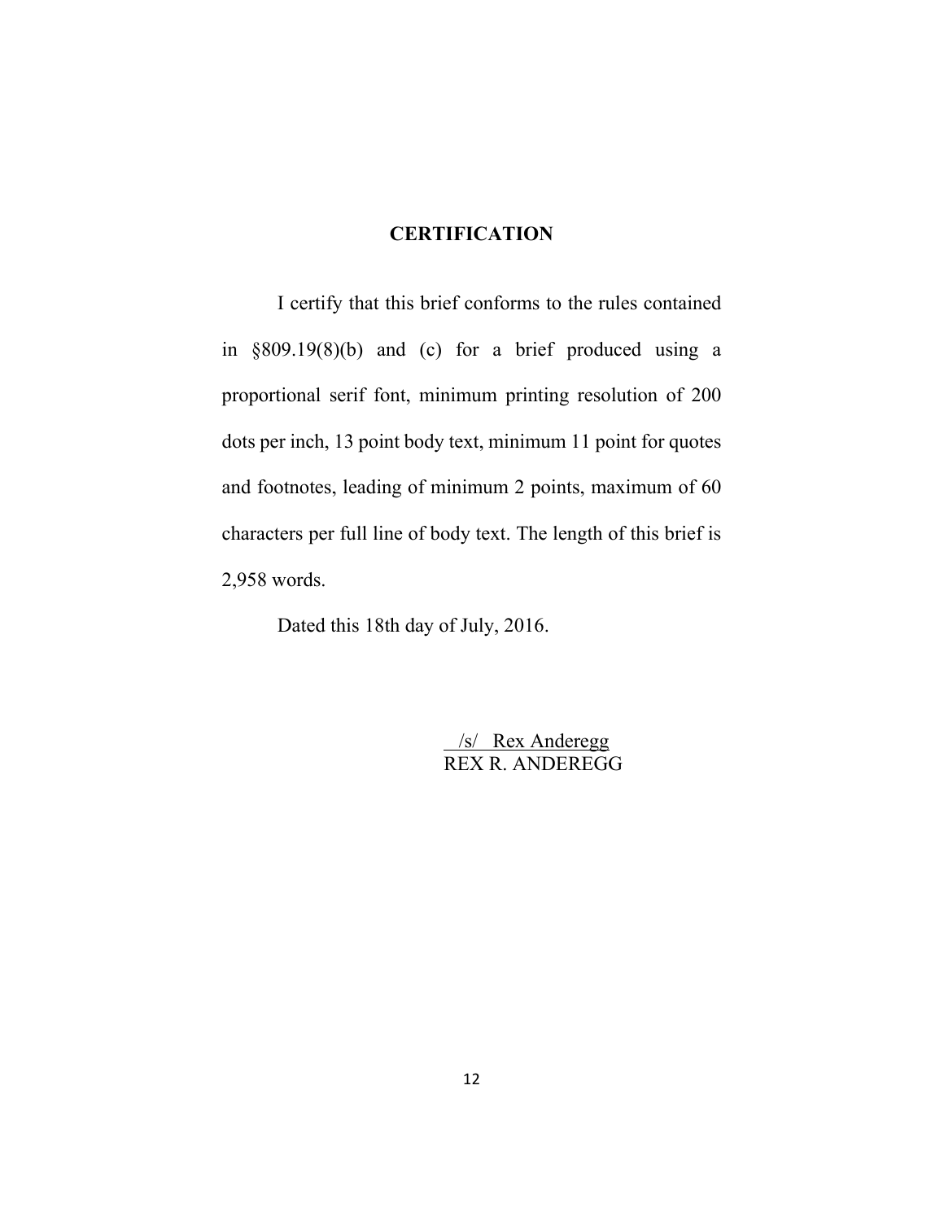## CERTIFICATION

I certify that this brief conforms to the rules contained in §809.19(8)(b) and (c) for a brief produced using a proportional serif font, minimum printing resolution of 200 dots per inch, 13 point body text, minimum 11 point for quotes and footnotes, leading of minimum 2 points, maximum of 60 characters per full line of body text. The length of this brief is 2,958 words.

Dated this 18th day of July, 2016.

/s/ Rex Anderegg
REX R. ANDEREGG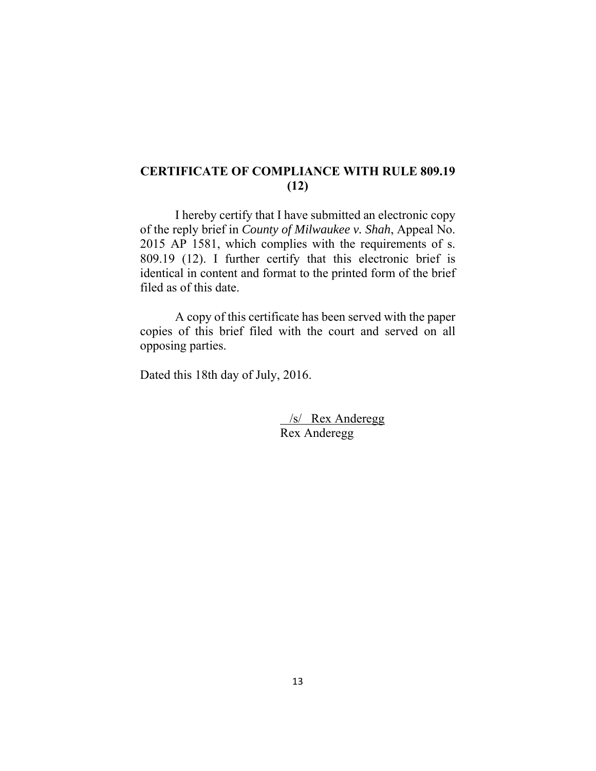## CERTIFICATE OF COMPLIANCE WITH RULE 809.19 (12)

I hereby certify that I have submitted an electronic copy of the reply brief in *County of Milwaukee v. Shah*, Appeal No. 2015 AP 1581, which complies with the requirements of s. 809.19 (12). I further certify that this electronic brief is identical in content and format to the printed form of the brief filed as of this date.

A copy of this certificate has been served with the paper copies of this brief filed with the court and served on all opposing parties.

Dated this 18th day of July, 2016.

/s/ Rex Anderegg
Rex Anderegg